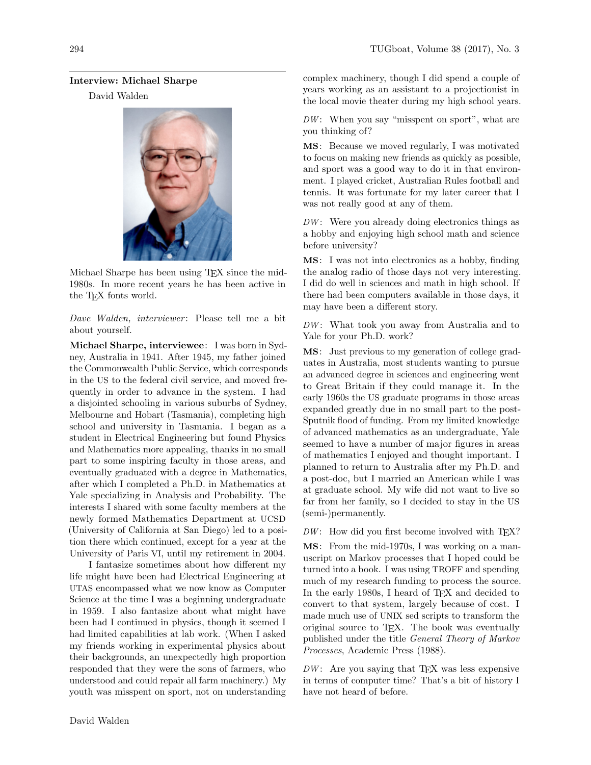## Interview: Michael Sharpe

David Walden

Michael Sharpe has been using TeX since the mid-1980s. In more recent years he has been active in the TeX fonts world.

*Dave Walden, interviewer*: Please tell me a bit about yourself.

**Michael Sharpe, interviewee**: I was born in Sydney, Australia in 1941. After 1945, my father joined the Commonwealth Public Service, which corresponds in the US to the federal civil service, and moved frequently in order to advance in the system. I had a disjointed schooling in various suburbs of Sydney, Melbourne and Hobart (Tasmania), completing high school and university in Tasmania. I began as a student in Electrical Engineering but found Physics and Mathematics more appealing, thanks in no small part to some inspiring faculty in those areas, and eventually graduated with a degree in Mathematics, after which I completed a Ph.D. in Mathematics at Yale specializing in Analysis and Probability. The interests I shared with some faculty members at the newly formed Mathematics Department at UCSD (University of California at San Diego) led to a position there which continued, except for a year at the University of Paris VI, until my retirement in 2004.

I fantasize sometimes about how different my life might have been had Electrical Engineering at UTAS encompassed what we now know as Computer Science at the time I was a beginning undergraduate in 1959. I also fantasize about what might have been had I continued in physics, though it seemed I had limited capabilities at lab work. (When I asked my friends working in experimental physics about their backgrounds, an unexpectedly high proportion responded that they were the sons of farmers, who understood and could repair all farm machinery.) My youth was misspent on sport, not on understanding complex machinery, though I did spend a couple of years working as an assistant to a projectionist in the local movie theater during my high school years.

*DW*: When you say "misspent on sport", what are you thinking of?

**MS**: Because we moved regularly, I was motivated to focus on making new friends as quickly as possible, and sport was a good way to do it in that environment. I played cricket, Australian Rules football and tennis. It was fortunate for my later career that I was not really good at any of them.

*DW*: Were you already doing electronics things as a hobby and enjoying high school math and science before university?

**MS**: I was not into electronics as a hobby, finding the analog radio of those days not very interesting. I did do well in sciences and math in high school. If there had been computers available in those days, it may have been a different story.

*DW*: What took you away from Australia and to Yale for your Ph.D. work?

**MS**: Just previous to my generation of college graduates in Australia, most students wanting to pursue an advanced degree in sciences and engineering went to Great Britain if they could manage it. In the early 1960s the US graduate programs in those areas expanded greatly due in no small part to the post-Sputnik flood of funding. From my limited knowledge of advanced mathematics as an undergraduate, Yale seemed to have a number of major figures in areas of mathematics I enjoyed and thought important. I planned to return to Australia after my Ph.D. and a post-doc, but I married an American while I was at graduate school. My wife did not want to live so far from her family, so I decided to stay in the US (semi-)permanently.

*DW*: How did you first become involved with TeX?

**MS**: From the mid-1970s, I was working on a manuscript on Markov processes that I hoped could be turned into a book. I was using TROFF and spending much of my research funding to process the source. In the early 1980s, I heard of TeX and decided to convert to that system, largely because of cost. I made much use of UNIX sed scripts to transform the original source to TeX. The book was eventually published under the title *General Theory of Markov Processes*, Academic Press (1988).

*DW*: Are you saying that TeX was less expensive in terms of computer time? That's a bit of history I have not heard of before.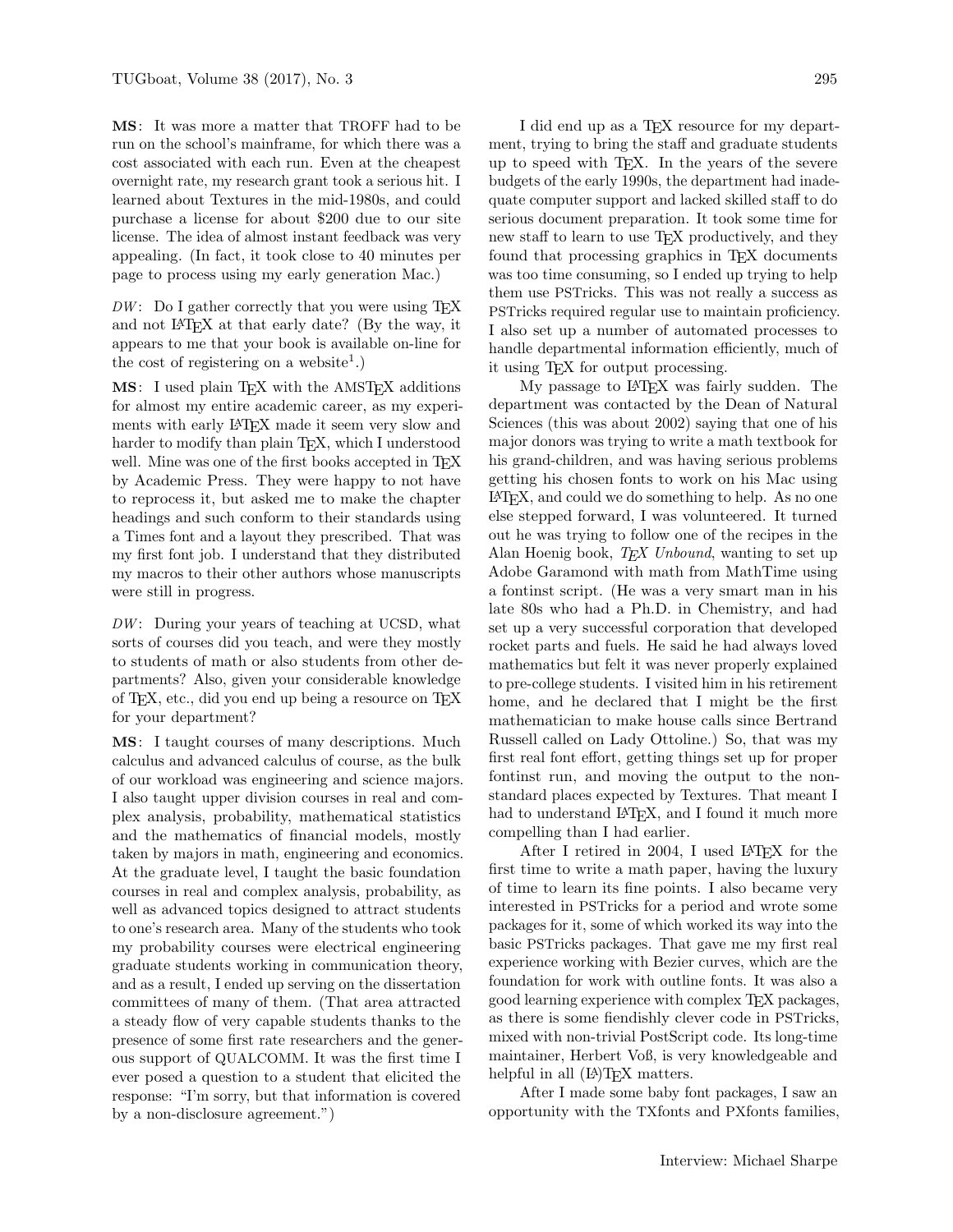**MS**: It was more a matter that TROFF had to be run on the school's mainframe, for which there was a cost associated with each run. Even at the cheapest overnight rate, my research grant took a serious hit. I learned about Textures in the mid-1980s, and could purchase a license for about $200 due to our site license. The idea of almost instant feedback was very appealing. (In fact, it took close to 40 minutes per page to process using my early generation Mac.)

*DW*: Do I gather correctly that you were using TeX and not LaTeX at that early date? (By the way, it appears to me that your book is available on-line for the cost of registering on a website[1].)

**MS**: I used plain TeX with the AMSTeX additions for almost my entire academic career, as my experiments with early LaTeX made it seem very slow and harder to modify than plain TeX, which I understood well. Mine was one of the first books accepted in TeX by Academic Press. They were happy to not have to reprocess it, but asked me to make the chapter headings and such conform to their standards using a Times font and a layout they prescribed. That was my first font job. I understand that they distributed my macros to their other authors whose manuscripts were still in progress.

*DW*: During your years of teaching at UCSD, what sorts of courses did you teach, and were they mostly to students of math or also students from other departments? Also, given your considerable knowledge of TeX, etc., did you end up being a resource on TeX for your department?

**MS**: I taught courses of many descriptions. Much calculus and advanced calculus of course, as the bulk of our workload was engineering and science majors. I also taught upper division courses in real and complex analysis, probability, mathematical statistics and the mathematics of financial models, mostly taken by majors in math, engineering and economics. At the graduate level, I taught the basic foundation courses in real and complex analysis, probability, as well as advanced topics designed to attract students to one's research area. Many of the students who took my probability courses were electrical engineering graduate students working in communication theory, and as a result, I ended up serving on the dissertation committees of many of them. (That area attracted a steady flow of very capable students thanks to the presence of some first rate researchers and the generous support of QUALCOMM. It was the first time I ever posed a question to a student that elicited the response: "I'm sorry, but that information is covered by a non-disclosure agreement.")

I did end up as a TeX resource for my department, trying to bring the staff and graduate students up to speed with TeX. In the years of the severe budgets of the early 1990s, the department had inadequate computer support and lacked skilled staff to do serious document preparation. It took some time for new staff to learn to use TeX productively, and they found that processing graphics in TeX documents was too time consuming, so I ended up trying to help them use PSTricks. This was not really a success as PSTricks required regular use to maintain proficiency. I also set up a number of automated processes to handle departmental information efficiently, much of it using TeX for output processing.

My passage to LaTeX was fairly sudden. The department was contacted by the Dean of Natural Sciences (this was about 2002) saying that one of his major donors was trying to write a math textbook for his grand-children, and was having serious problems getting his chosen fonts to work on his Mac using LaTeX, and could we do something to help. As no one else stepped forward, I was volunteered. It turned out he was trying to follow one of the recipes in the Alan Hoenig book, *TeX Unbound*, wanting to set up Adobe Garamond with math from MathTime using a fontinst script. (He was a very smart man in his late 80s who had a Ph.D. in Chemistry, and had set up a very successful corporation that developed rocket parts and fuels. He said he had always loved mathematics but felt it was never properly explained to pre-college students. I visited him in his retirement home, and he declared that I might be the first mathematician to make house calls since Bertrand Russell called on Lady Ottoline.) So, that was my first real font effort, getting things set up for proper fontinst run, and moving the output to the non-standard places expected by Textures. That meant I had to understand LaTeX, and I found it much more compelling than I had earlier.

After I retired in 2004, I used LaTeX for the first time to write a math paper, having the luxury of time to learn its fine points. I also became very interested in PSTricks for a period and wrote some packages for it, some of which worked its way into the basic PSTricks packages. That gave me my first real experience working with Bezier curves, which are the foundation for work with outline fonts. It was also a good learning experience with complex TeX packages, as there is some fiendishly clever code in PSTricks, mixed with non-trivial PostScript code. Its long-time maintainer, Herbert Voß, is very knowledgeable and helpful in all (La)TeX matters.

After I made some baby font packages, I saw an opportunity with the TXfonts and PXfonts families,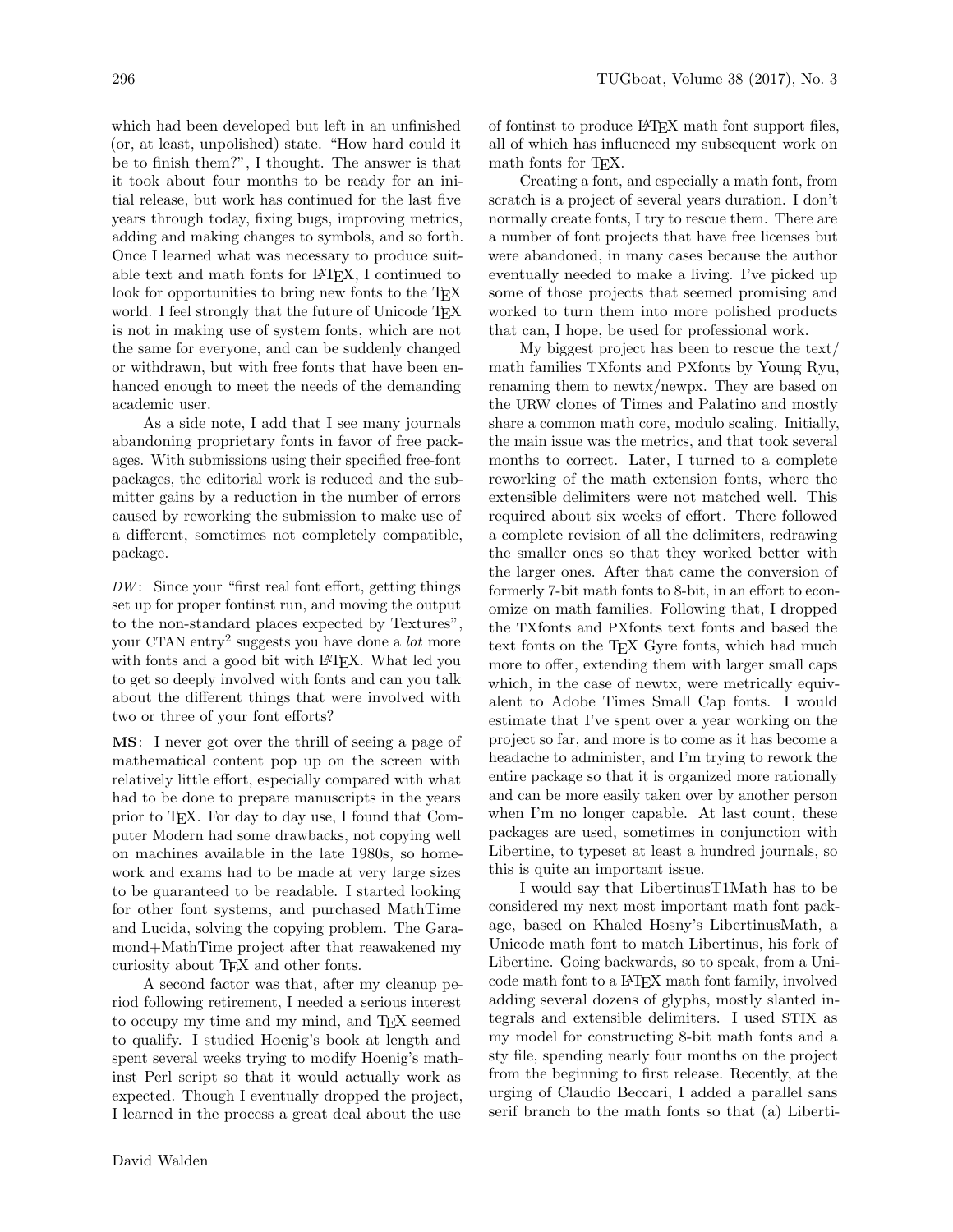which had been developed but left in an unfinished (or, at least, unpolished) state. "How hard could it be to finish them?", I thought. The answer is that it took about four months to be ready for an initial release, but work has continued for the last five years through today, fixing bugs, improving metrics, adding and making changes to symbols, and so forth. Once I learned what was necessary to produce suitable text and math fonts for LaTeX, I continued to look for opportunities to bring new fonts to the TeX world. I feel strongly that the future of Unicode TeX is not in making use of system fonts, which are not the same for everyone, and can be suddenly changed or withdrawn, but with free fonts that have been enhanced enough to meet the needs of the demanding academic user.

As a side note, I add that I see many journals abandoning proprietary fonts in favor of free packages. With submissions using their specified free-font packages, the editorial work is reduced and the submitter gains by a reduction in the number of errors caused by reworking the submission to make use of a different, sometimes not completely compatible, package.

*DW*: Since your "first real font effort, getting things set up for proper fontinst run, and moving the output to the non-standard places expected by Textures", your CTAN entry[2] suggests you have done a *lot* more with fonts and a good bit with LaTeX. What led you to get so deeply involved with fonts and can you talk about the different things that were involved with two or three of your font efforts?

**MS**: I never got over the thrill of seeing a page of mathematical content pop up on the screen with relatively little effort, especially compared with what had to be done to prepare manuscripts in the years prior to TeX. For day to day use, I found that Computer Modern had some drawbacks, not copying well on machines available in the late 1980s, so homework and exams had to be made at very large sizes to be guaranteed to be readable. I started looking for other font systems, and purchased MathTime and Lucida, solving the copying problem. The Garamond+MathTime project after that reawakened my curiosity about TeX and other fonts.

A second factor was that, after my cleanup period following retirement, I needed a serious interest to occupy my time and my mind, and TeX seemed to qualify. I studied Hoenig's book at length and spent several weeks trying to modify Hoenig's mathinst Perl script so that it would actually work as expected. Though I eventually dropped the project, I learned in the process a great deal about the use of fontinst to produce LaTeX math font support files, all of which has influenced my subsequent work on math fonts for TeX.

Creating a font, and especially a math font, from scratch is a project of several years duration. I don't normally create fonts, I try to rescue them. There are a number of font projects that have free licenses but were abandoned, in many cases because the author eventually needed to make a living. I've picked up some of those projects that seemed promising and worked to turn them into more polished products that can, I hope, be used for professional work.

My biggest project has been to rescue the text/math families TXfonts and PXfonts by Young Ryu, renaming them to newtx/newpx. They are based on the URW clones of Times and Palatino and mostly share a common math core, modulo scaling. Initially, the main issue was the metrics, and that took several months to correct. Later, I turned to a complete reworking of the math extension fonts, where the extensible delimiters were not matched well. This required about six weeks of effort. There followed a complete revision of all the delimiters, redrawing the smaller ones so that they worked better with the larger ones. After that came the conversion of formerly 7-bit math fonts to 8-bit, in an effort to economize on math families. Following that, I dropped the TXfonts and PXfonts text fonts and based the text fonts on the TeX Gyre fonts, which had much more to offer, extending them with larger small caps which, in the case of newtx, were metrically equivalent to Adobe Times Small Cap fonts. I would estimate that I've spent over a year working on the project so far, and more is to come as it has become a headache to administer, and I'm trying to rework the entire package so that it is organized more rationally and can be more easily taken over by another person when I'm no longer capable. At last count, these packages are used, sometimes in conjunction with Libertine, to typeset at least a hundred journals, so this is quite an important issue.

I would say that LibertinusT1Math has to be considered my next most important math font package, based on Khaled Hosny's LibertinusMath, a Unicode math font to match Libertinus, his fork of Libertine. Going backwards, so to speak, from a Unicode math font to a LaTeX math font family, involved adding several dozens of glyphs, mostly slanted integrals and extensible delimiters. I used STIX as my model for constructing 8-bit math fonts and a sty file, spending nearly four months on the project from the beginning to first release. Recently, at the urging of Claudio Beccari, I added a parallel sans serif branch to the math fonts so that (a) Liberti-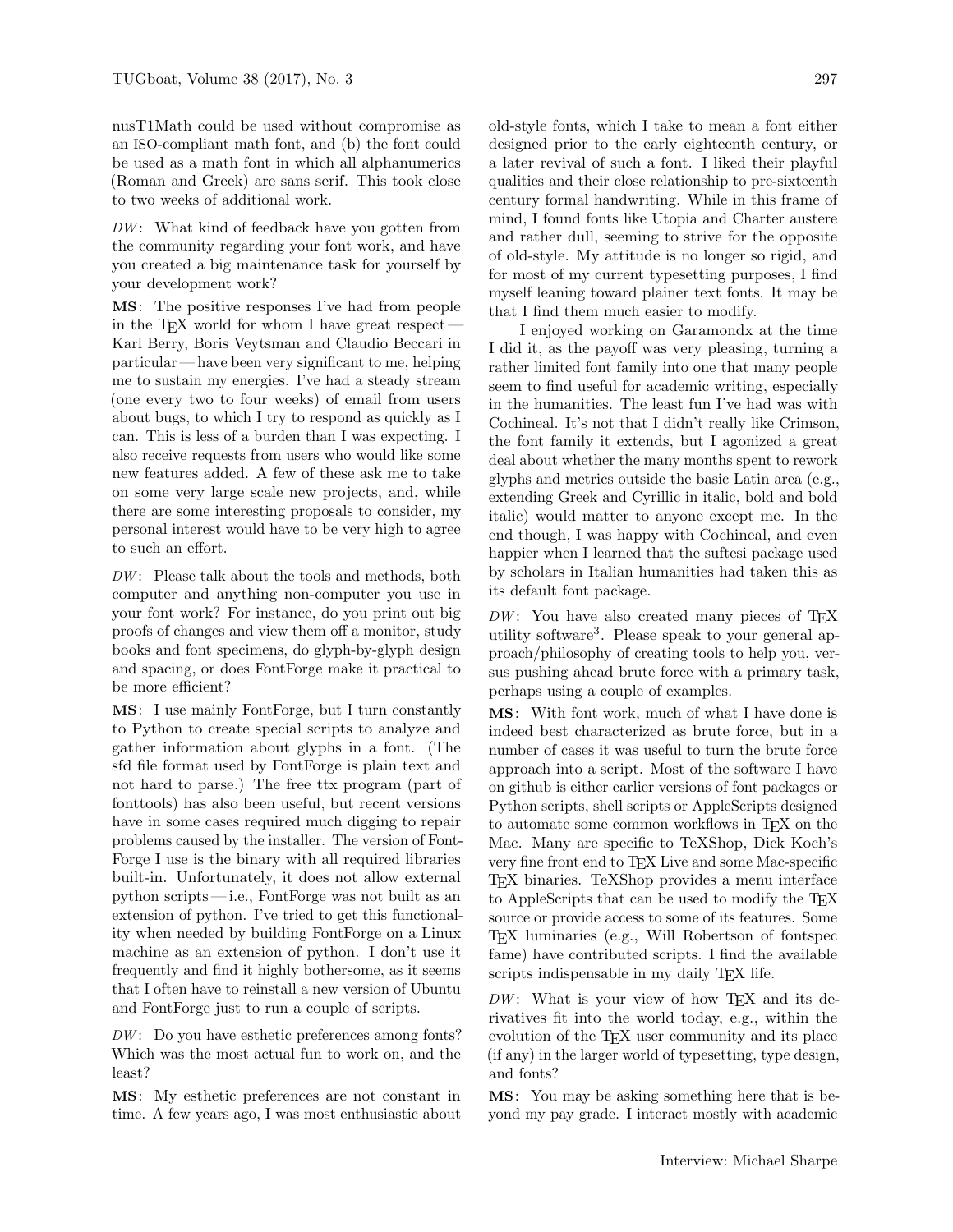nusT1Math could be used without compromise as an ISO-compliant math font, and (b) the font could be used as a math font in which all alphanumerics (Roman and Greek) are sans serif. This took close to two weeks of additional work.

*DW*: What kind of feedback have you gotten from the community regarding your font work, and have you created a big maintenance task for yourself by your development work?

**MS**: The positive responses I've had from people in the TEX world for whom I have great respect — Karl Berry, Boris Veytsman and Claudio Beccari in particular — have been very significant to me, helping me to sustain my energies. I've had a steady stream (one every two to four weeks) of email from users about bugs, to which I try to respond as quickly as I can. This is less of a burden than I was expecting. I also receive requests from users who would like some new features added. A few of these ask me to take on some very large scale new projects, and, while there are some interesting proposals to consider, my personal interest would have to be very high to agree to such an effort.

*DW*: Please talk about the tools and methods, both computer and anything non-computer you use in your font work? For instance, do you print out big proofs of changes and view them off a monitor, study books and font specimens, do glyph-by-glyph design and spacing, or does FontForge make it practical to be more efficient?

**MS**: I use mainly FontForge, but I turn constantly to Python to create special scripts to analyze and gather information about glyphs in a font. (The sfd file format used by FontForge is plain text and not hard to parse.) The free ttx program (part of fonttools) has also been useful, but recent versions have in some cases required much digging to repair problems caused by the installer. The version of FontForge I use is the binary with all required libraries built-in. Unfortunately, it does not allow external python scripts — i.e., FontForge was not built as an extension of python. I've tried to get this functionality when needed by building FontForge on a Linux machine as an extension of python. I don't use it frequently and find it highly bothersome, as it seems that I often have to reinstall a new version of Ubuntu and FontForge just to run a couple of scripts.

*DW*: Do you have esthetic preferences among fonts? Which was the most actual fun to work on, and the least?

**MS**: My esthetic preferences are not constant in time. A few years ago, I was most enthusiastic about old-style fonts, which I take to mean a font either designed prior to the early eighteenth century, or a later revival of such a font. I liked their playful qualities and their close relationship to pre-sixteenth century formal handwriting. While in this frame of mind, I found fonts like Utopia and Charter austere and rather dull, seeming to strive for the opposite of old-style. My attitude is no longer so rigid, and for most of my current typesetting purposes, I find myself leaning toward plainer text fonts. It may be that I find them much easier to modify.

I enjoyed working on Garamondx at the time I did it, as the payoff was very pleasing, turning a rather limited font family into one that many people seem to find useful for academic writing, especially in the humanities. The least fun I've had was with Cochineal. It's not that I didn't really like Crimson, the font family it extends, but I agonized a great deal about whether the many months spent to rework glyphs and metrics outside the basic Latin area (e.g., extending Greek and Cyrillic in italic, bold and bold italic) would matter to anyone except me. In the end though, I was happy with Cochineal, and even happier when I learned that the suftesi package used by scholars in Italian humanities had taken this as its default font package.

*DW*: You have also created many pieces of TEX utility software[3]. Please speak to your general approach/philosophy of creating tools to help you, versus pushing ahead brute force with a primary task, perhaps using a couple of examples.

**MS**: With font work, much of what I have done is indeed best characterized as brute force, but in a number of cases it was useful to turn the brute force approach into a script. Most of the software I have on github is either earlier versions of font packages or Python scripts, shell scripts or AppleScripts designed to automate some common workflows in TEX on the Mac. Many are specific to TeXShop, Dick Koch's very fine front end to TEX Live and some Mac-specific TEX binaries. TeXShop provides a menu interface to AppleScripts that can be used to modify the TEX source or provide access to some of its features. Some TEX luminaries (e.g., Will Robertson of fontspec fame) have contributed scripts. I find the available scripts indispensable in my daily TEX life.

*DW*: What is your view of how TEX and its derivatives fit into the world today, e.g., within the evolution of the TEX user community and its place (if any) in the larger world of typesetting, type design, and fonts?

**MS**: You may be asking something here that is beyond my pay grade. I interact mostly with academic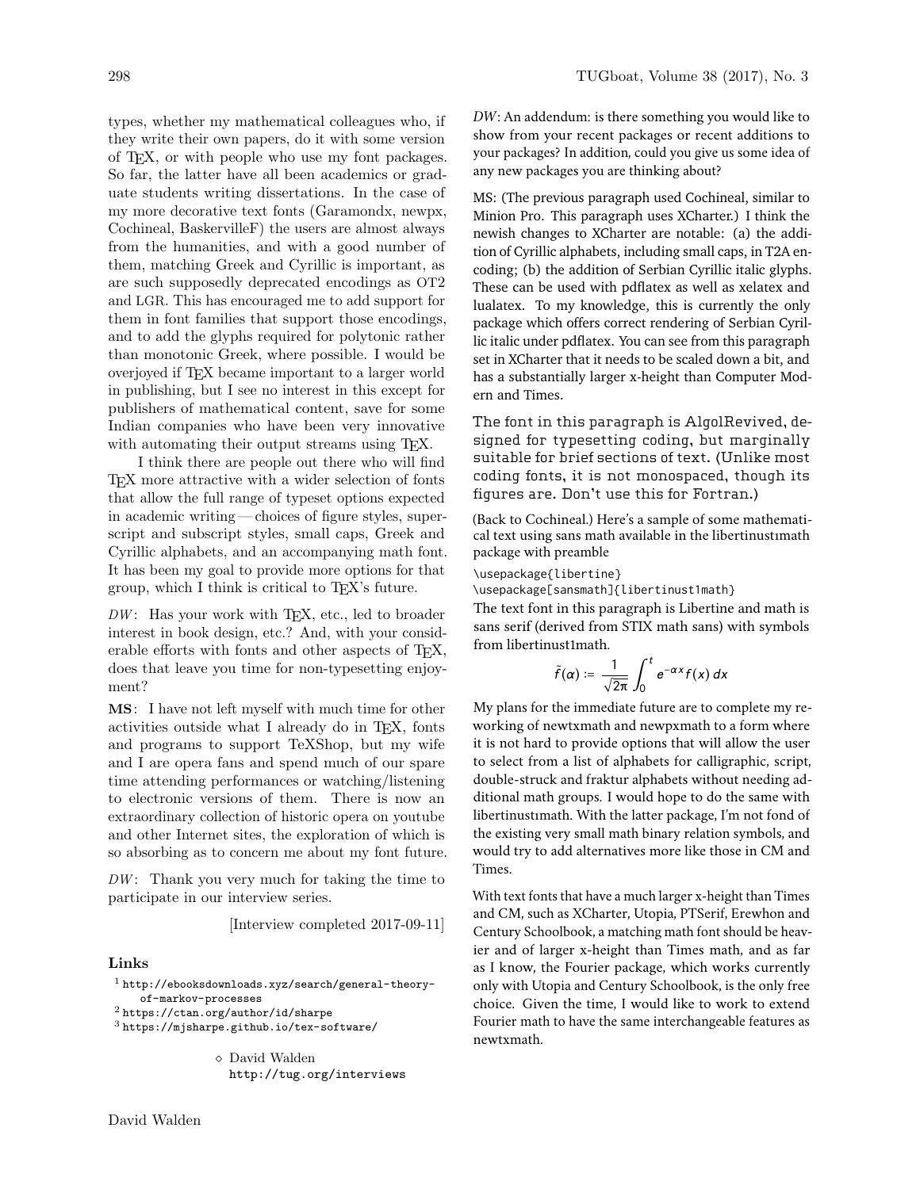types, whether my mathematical colleagues who, if they write their own papers, do it with some version of TEX, or with people who use my font packages. So far, the latter have all been academics or graduate students writing dissertations. In the case of my more decorative text fonts (Garamondx, newpx, Cochineal, BaskervilleF) the users are almost always from the humanities, and with a good number of them, matching Greek and Cyrillic is important, as are such supposedly deprecated encodings as OT2 and LGR. This has encouraged me to add support for them in font families that support those encodings, and to add the glyphs required for polytonic rather than monotonic Greek, where possible. I would be overjoyed if TEX became important to a larger world in publishing, but I see no interest in this except for publishers of mathematical content, save for some Indian companies who have been very innovative with automating their output streams using TEX.

I think there are people out there who will find TEX more attractive with a wider selection of fonts that allow the full range of typeset options expected in academic writing — choices of figure styles, superscript and subscript styles, small caps, Greek and Cyrillic alphabets, and an accompanying math font. It has been my goal to provide more options for that group, which I think is critical to TEX's future.

*DW*: Has your work with TEX, etc., led to broader interest in book design, etc.? And, with your considerable efforts with fonts and other aspects of TEX, does that leave you time for non-typesetting enjoyment?

**MS**: I have not left myself with much time for other activities outside what I already do in TEX, fonts and programs to support TeXShop, but my wife and I are opera fans and spend much of our spare time attending performances or watching/listening to electronic versions of them. There is now an extraordinary collection of historic opera on youtube and other Internet sites, the exploration of which is so absorbing as to concern me about my font future.

*DW*: Thank you very much for taking the time to participate in our interview series.

[Interview completed 2017-09-11]

*DW*: An addendum: is there something you would like to show from your recent packages or recent additions to your packages? In addition, could you give us some idea of any new packages you are thinking about?

MS: (The previous paragraph used Cochineal, similar to Minion Pro. This paragraph uses XCharter.) I think the newish changes to XCharter are notable: (a) the addition of Cyrillic alphabets, including small caps, in T2A encoding; (b) the addition of Serbian Cyrillic italic glyphs. These can be used with pdflatex as well as xelatex and lualatex. To my knowledge, this is currently the only package which offers correct rendering of Serbian Cyrillic italic under pdflatex. You can see from this paragraph set in XCharter that it needs to be scaled down a bit, and has a substantially larger x-height than Computer Modern and Times.

The font in this paragraph is AlgolRevived, designed for typesetting coding, but marginally suitable for brief sections of text. (Unlike most coding fonts, it is not monospaced, though its figures are. Don't use this for Fortran.)

(Back to Cochineal.) Here's a sample of some mathematical text using sans math available in the libertinust1math package with preamble

```
\usepackage{libertine}
\usepackage[sansmath]{libertinust1math}
```

The text font in this paragraph is Libertine and math is sans serif (derived from STIX math sans) with symbols from libertinust1math.

$$\tilde{f}(\alpha) := \frac{1}{\sqrt{2\pi}} \int_0^t e^{-\alpha x} f(x)\, dx$$

My plans for the immediate future are to complete my reworking of newtxmath and newpxmath to a form where it is not hard to provide options that will allow the user to select from a list of alphabets for calligraphic, script, double-struck and fraktur alphabets without needing additional math groups. I would hope to do the same with libertinust1math. With the latter package, I'm not fond of the existing very small math binary relation symbols, and would try to add alternatives more like those in CM and Times.

With text fonts that have a much larger x-height than Times and CM, such as XCharter, Utopia, PTSerif, Erewhon and Century Schoolbook, a matching math font should be heavier and of larger x-height than Times math, and as far as I know, the Fourier package, which works currently only with Utopia and Century Schoolbook, is the only free choice. Given the time, I would like to work to extend Fourier math to have the same interchangeable features as newtxmath.

## Links

[1] http://ebooksdownloads.xyz/search/general-theory-of-markov-processes
[2] https://ctan.org/author/id/sharpe
[3] https://mjsharpe.github.io/tex-software/

◇ David Walden
http://tug.org/interviews